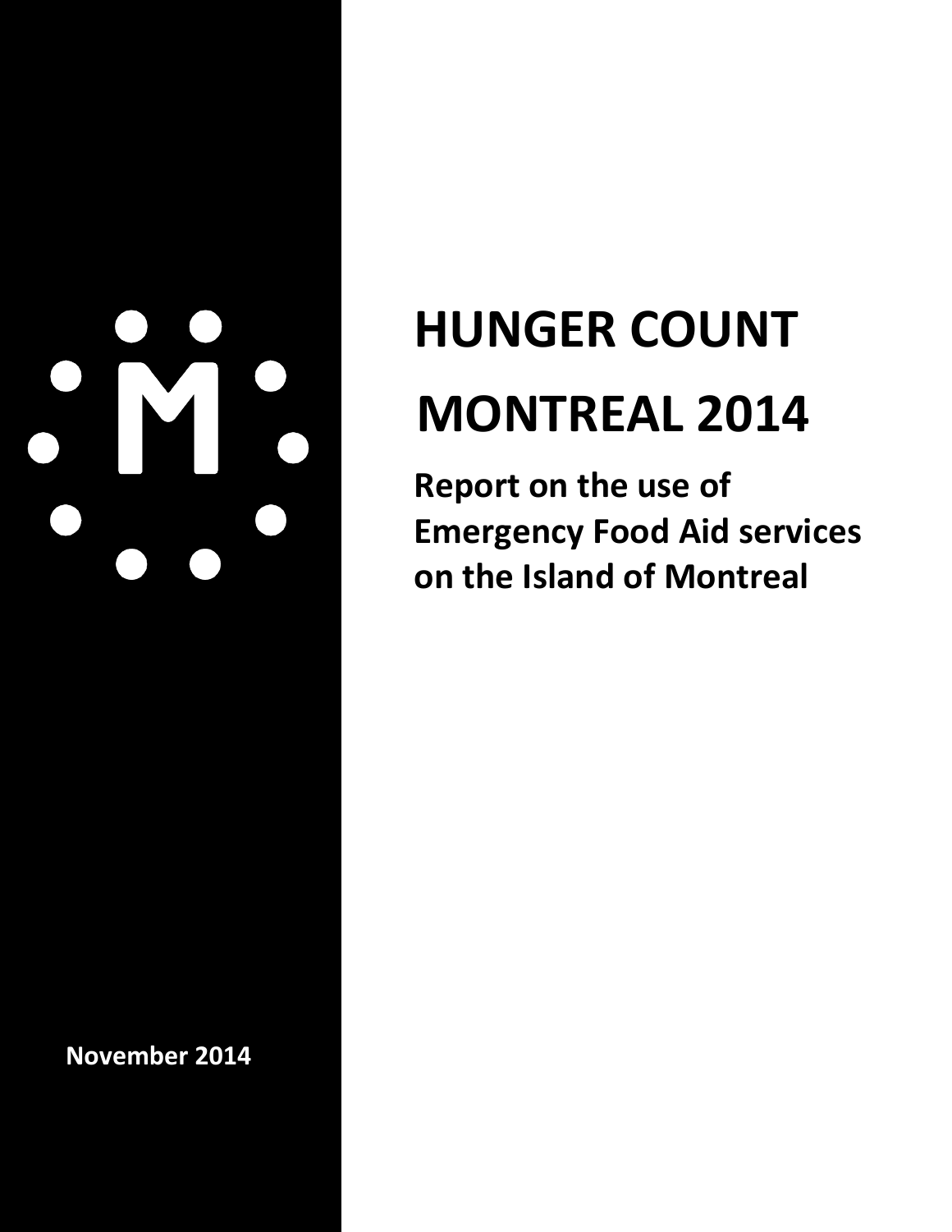# HUNGER COUNT MONTREAL 2014

**Report on the use of Emergency Food Aid services on the Island of Montreal**

**November 2014**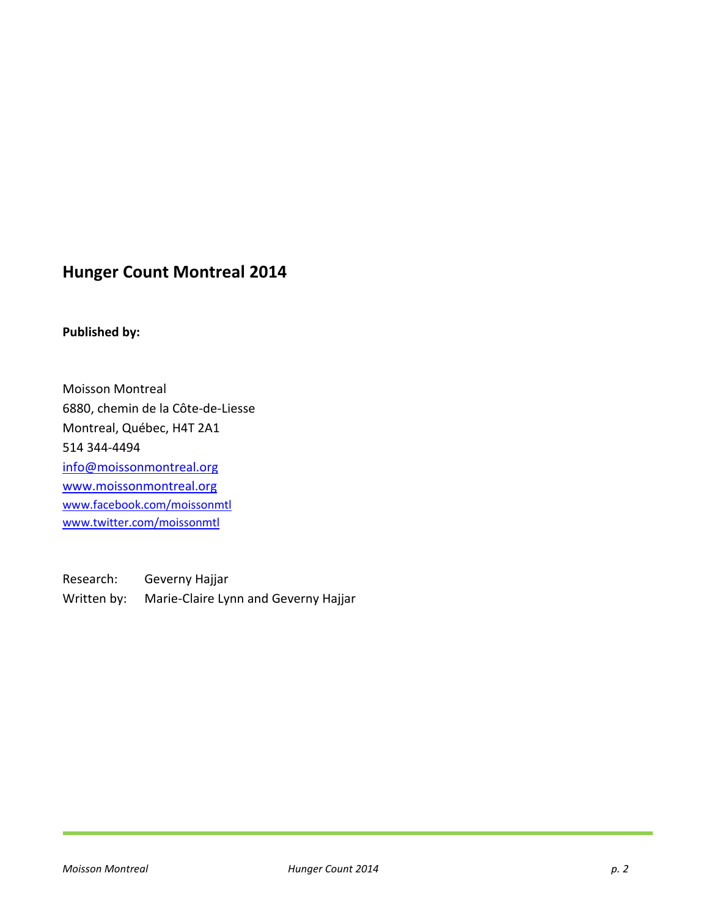## Hunger Count Montreal 2014

**Published by:**

Moisson Montreal
6880, chemin de la Côte-de-Liesse
Montreal, Québec, H4T 2A1
514 344-4494
info@moissonmontreal.org
www.moissonmontreal.org
www.facebook.com/moissonmtl
www.twitter.com/moissonmtl

Research: Geverny Hajjar
Written by: Marie-Claire Lynn and Geverny Hajjar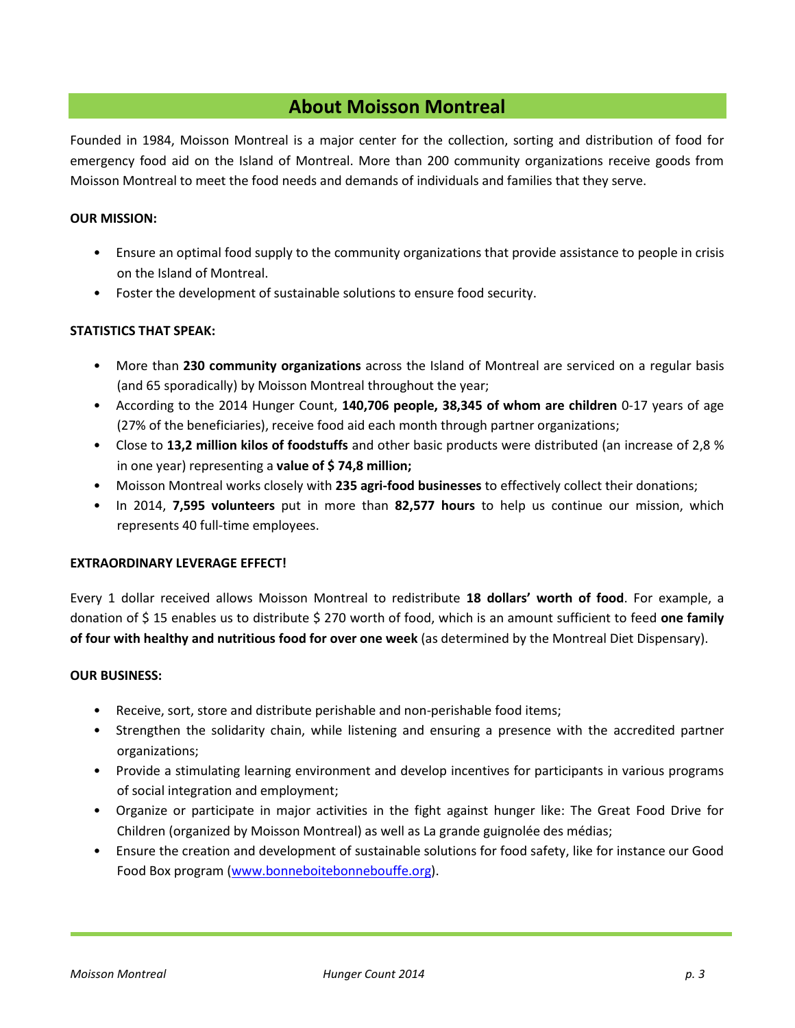# About Moisson Montreal

Founded in 1984, Moisson Montreal is a major center for the collection, sorting and distribution of food for emergency food aid on the Island of Montreal. More than 200 community organizations receive goods from Moisson Montreal to meet the food needs and demands of individuals and families that they serve.

**OUR MISSION:**

- Ensure an optimal food supply to the community organizations that provide assistance to people in crisis on the Island of Montreal.
- Foster the development of sustainable solutions to ensure food security.

**STATISTICS THAT SPEAK:**

- More than **230 community organizations** across the Island of Montreal are serviced on a regular basis (and 65 sporadically) by Moisson Montreal throughout the year;
- According to the 2014 Hunger Count, **140,706 people, 38,345 of whom are children** 0-17 years of age (27% of the beneficiaries), receive food aid each month through partner organizations;
- Close to **13,2 million kilos of foodstuffs** and other basic products were distributed (an increase of 2,8 % in one year) representing a **value of $ 74,8 million;**
- Moisson Montreal works closely with **235 agri-food businesses** to effectively collect their donations;
- In 2014, **7,595 volunteers** put in more than **82,577 hours** to help us continue our mission, which represents 40 full-time employees.

**EXTRAORDINARY LEVERAGE EFFECT!**

Every 1 dollar received allows Moisson Montreal to redistribute **18 dollars' worth of food**. For example, a donation of $ 15 enables us to distribute $ 270 worth of food, which is an amount sufficient to feed **one family of four with healthy and nutritious food for over one week** (as determined by the Montreal Diet Dispensary).

**OUR BUSINESS:**

- Receive, sort, store and distribute perishable and non-perishable food items;
- Strengthen the solidarity chain, while listening and ensuring a presence with the accredited partner organizations;
- Provide a stimulating learning environment and develop incentives for participants in various programs of social integration and employment;
- Organize or participate in major activities in the fight against hunger like: The Great Food Drive for Children (organized by Moisson Montreal) as well as La grande guignolée des médias;
- Ensure the creation and development of sustainable solutions for food safety, like for instance our Good Food Box program (www.bonneboitebonnebouffe.org).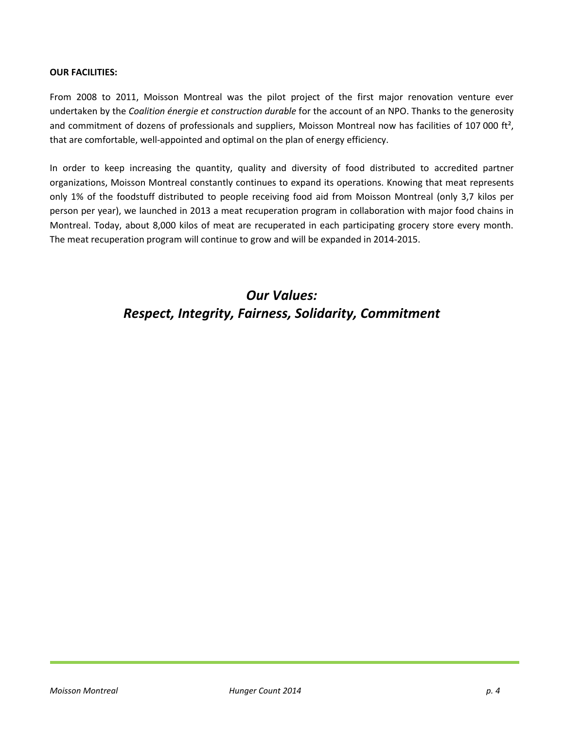**OUR FACILITIES:**

From 2008 to 2011, Moisson Montreal was the pilot project of the first major renovation venture ever undertaken by the *Coalition énergie et construction durable* for the account of an NPO. Thanks to the generosity and commitment of dozens of professionals and suppliers, Moisson Montreal now has facilities of 107 000 ft², that are comfortable, well-appointed and optimal on the plan of energy efficiency.

In order to keep increasing the quantity, quality and diversity of food distributed to accredited partner organizations, Moisson Montreal constantly continues to expand its operations. Knowing that meat represents only 1% of the foodstuff distributed to people receiving food aid from Moisson Montreal (only 3,7 kilos per person per year), we launched in 2013 a meat recuperation program in collaboration with major food chains in Montreal. Today, about 8,000 kilos of meat are recuperated in each participating grocery store every month. The meat recuperation program will continue to grow and will be expanded in 2014-2015.

## *Our Values:*
## *Respect, Integrity, Fairness, Solidarity, Commitment*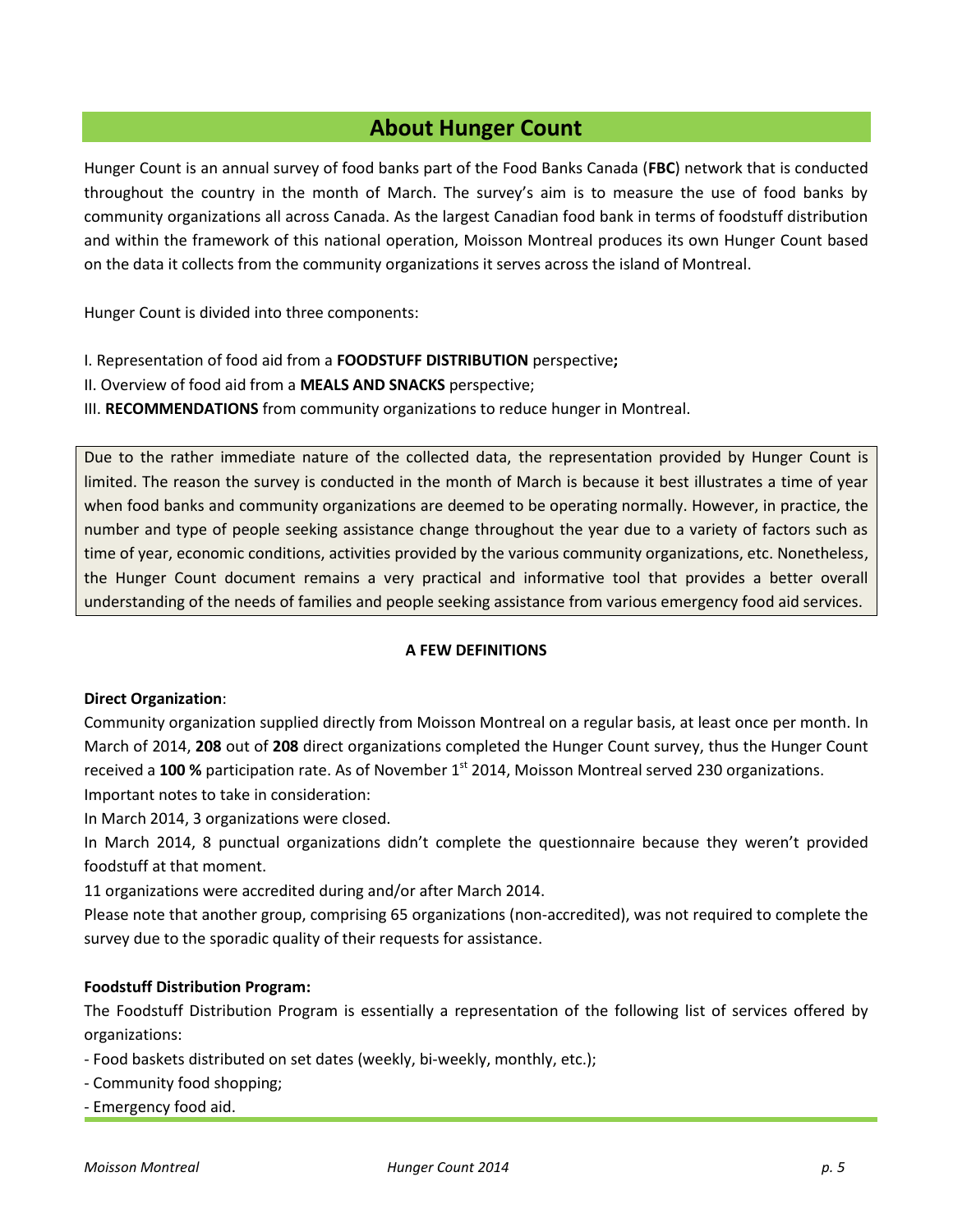## About Hunger Count

Hunger Count is an annual survey of food banks part of the Food Banks Canada (**FBC**) network that is conducted throughout the country in the month of March. The survey's aim is to measure the use of food banks by community organizations all across Canada. As the largest Canadian food bank in terms of foodstuff distribution and within the framework of this national operation, Moisson Montreal produces its own Hunger Count based on the data it collects from the community organizations it serves across the island of Montreal.

Hunger Count is divided into three components:

I. Representation of food aid from a **FOODSTUFF DISTRIBUTION** perspective**;**
II. Overview of food aid from a **MEALS AND SNACKS** perspective;
III. **RECOMMENDATIONS** from community organizations to reduce hunger in Montreal.

Due to the rather immediate nature of the collected data, the representation provided by Hunger Count is limited. The reason the survey is conducted in the month of March is because it best illustrates a time of year when food banks and community organizations are deemed to be operating normally. However, in practice, the number and type of people seeking assistance change throughout the year due to a variety of factors such as time of year, economic conditions, activities provided by the various community organizations, etc. Nonetheless, the Hunger Count document remains a very practical and informative tool that provides a better overall understanding of the needs of families and people seeking assistance from various emergency food aid services.

**A FEW DEFINITIONS**

**Direct Organization**:
Community organization supplied directly from Moisson Montreal on a regular basis, at least once per month. In March of 2014, **208** out of **208** direct organizations completed the Hunger Count survey, thus the Hunger Count received a **100 %** participation rate. As of November 1st 2014, Moisson Montreal served 230 organizations.
Important notes to take in consideration:
In March 2014, 3 organizations were closed.
In March 2014, 8 punctual organizations didn't complete the questionnaire because they weren't provided foodstuff at that moment.
11 organizations were accredited during and/or after March 2014.
Please note that another group, comprising 65 organizations (non-accredited), was not required to complete the survey due to the sporadic quality of their requests for assistance.

**Foodstuff Distribution Program:**
The Foodstuff Distribution Program is essentially a representation of the following list of services offered by organizations:
- Food baskets distributed on set dates (weekly, bi-weekly, monthly, etc.);
- Community food shopping;
- Emergency food aid.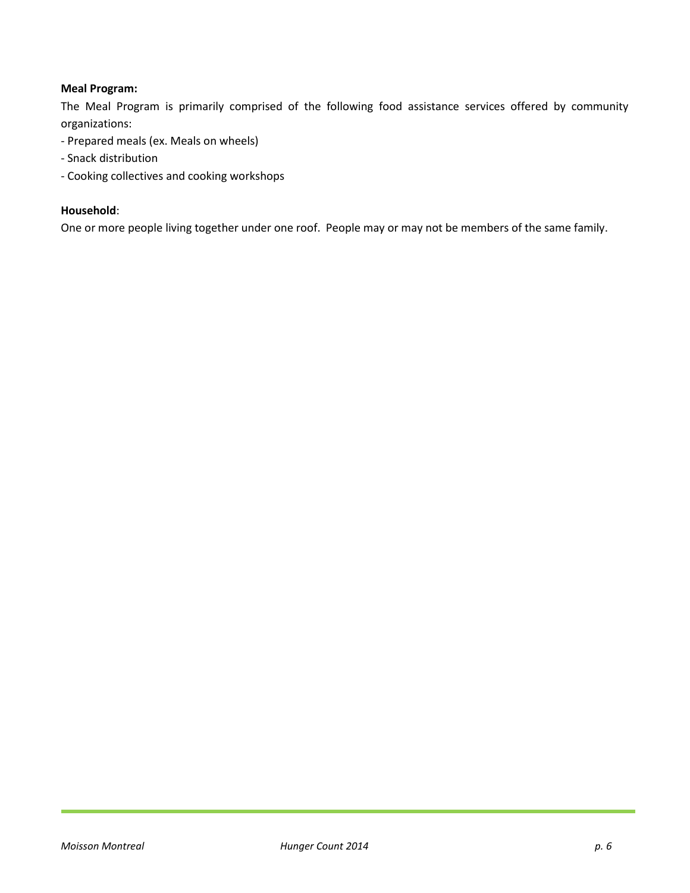**Meal Program:**

The Meal Program is primarily comprised of the following food assistance services offered by community organizations:

- Prepared meals (ex. Meals on wheels)
- Snack distribution
- Cooking collectives and cooking workshops

**Household**:

One or more people living together under one roof. People may or may not be members of the same family.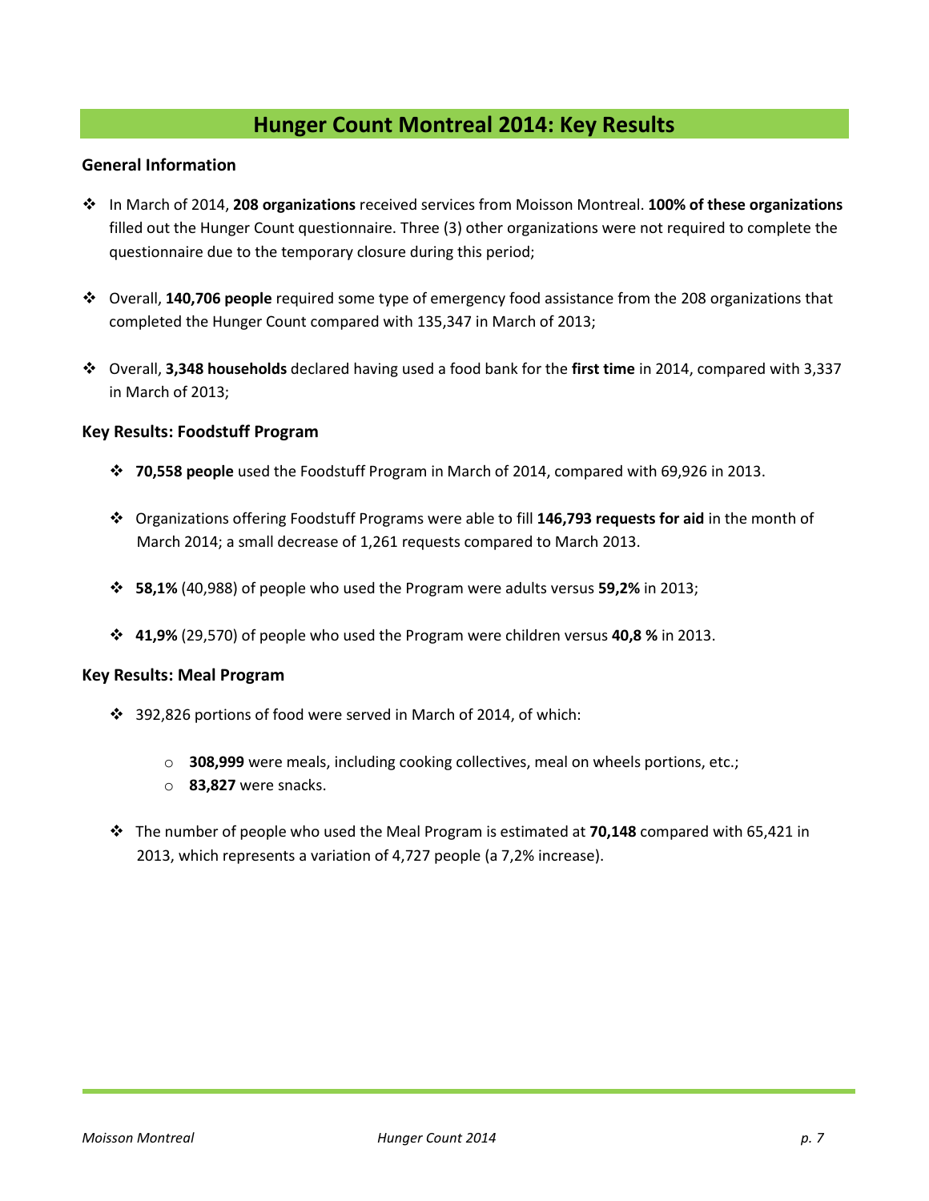# Hunger Count Montreal 2014: Key Results

### General Information

- In March of 2014, **208 organizations** received services from Moisson Montreal. **100% of these organizations** filled out the Hunger Count questionnaire. Three (3) other organizations were not required to complete the questionnaire due to the temporary closure during this period;

- Overall, **140,706 people** required some type of emergency food assistance from the 208 organizations that completed the Hunger Count compared with 135,347 in March of 2013;

- Overall, **3,348 households** declared having used a food bank for the **first time** in 2014, compared with 3,337 in March of 2013;

### Key Results: Foodstuff Program

- **70,558 people** used the Foodstuff Program in March of 2014, compared with 69,926 in 2013.

- Organizations offering Foodstuff Programs were able to fill **146,793 requests for aid** in the month of March 2014; a small decrease of 1,261 requests compared to March 2013.

- **58,1%** (40,988) of people who used the Program were adults versus **59,2%** in 2013;

- **41,9%** (29,570) of people who used the Program were children versus **40,8 %** in 2013.

### Key Results: Meal Program

- 392,826 portions of food were served in March of 2014, of which:
  - **308,999** were meals, including cooking collectives, meal on wheels portions, etc.;
  - **83,827** were snacks.

- The number of people who used the Meal Program is estimated at **70,148** compared with 65,421 in 2013, which represents a variation of 4,727 people (a 7,2% increase).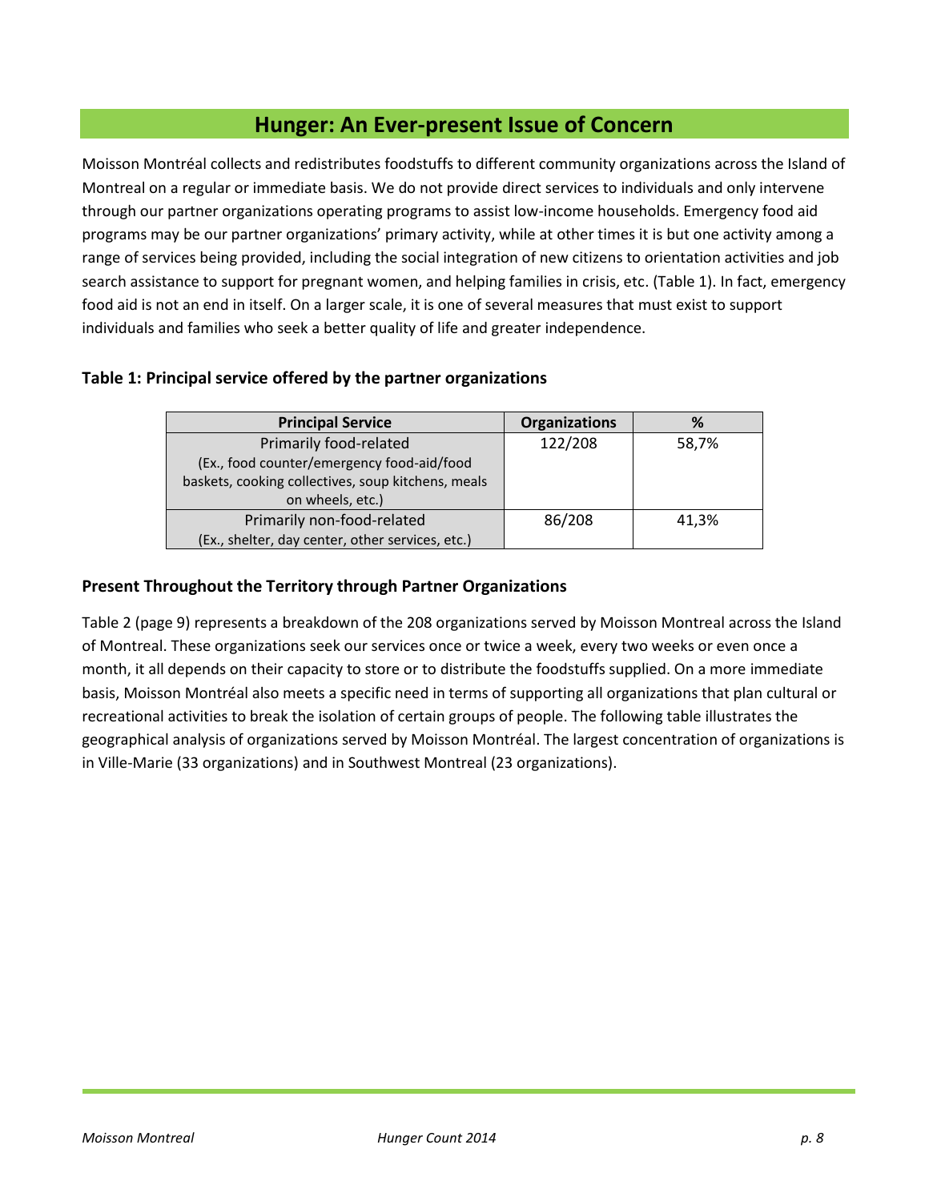## Hunger: An Ever-present Issue of Concern

Moisson Montréal collects and redistributes foodstuffs to different community organizations across the Island of Montreal on a regular or immediate basis. We do not provide direct services to individuals and only intervene through our partner organizations operating programs to assist low-income households. Emergency food aid programs may be our partner organizations' primary activity, while at other times it is but one activity among a range of services being provided, including the social integration of new citizens to orientation activities and job search assistance to support for pregnant women, and helping families in crisis, etc. (Table 1). In fact, emergency food aid is not an end in itself. On a larger scale, it is one of several measures that must exist to support individuals and families who seek a better quality of life and greater independence.

**Table 1: Principal service offered by the partner organizations**

| Principal Service | Organizations | % |
|---|---|---|
| Primarily food-related (Ex., food counter/emergency food-aid/food baskets, cooking collectives, soup kitchens, meals on wheels, etc.) | 122/208 | 58,7% |
| Primarily non-food-related (Ex., shelter, day center, other services, etc.) | 86/208 | 41,3% |

### Present Throughout the Territory through Partner Organizations

Table 2 (page 9) represents a breakdown of the 208 organizations served by Moisson Montreal across the Island of Montreal. These organizations seek our services once or twice a week, every two weeks or even once a month, it all depends on their capacity to store or to distribute the foodstuffs supplied. On a more immediate basis, Moisson Montréal also meets a specific need in terms of supporting all organizations that plan cultural or recreational activities to break the isolation of certain groups of people. The following table illustrates the geographical analysis of organizations served by Moisson Montréal. The largest concentration of organizations is in Ville-Marie (33 organizations) and in Southwest Montreal (23 organizations).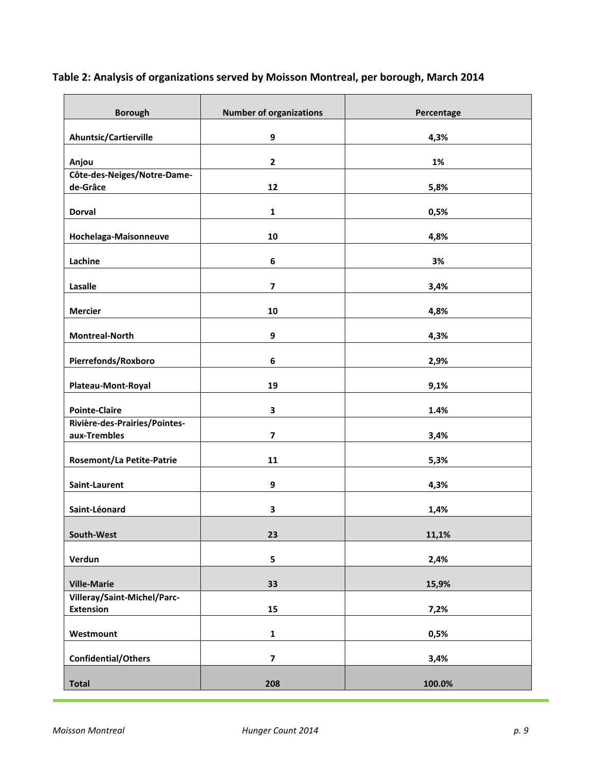**Table 2: Analysis of organizations served by Moisson Montreal, per borough, March 2014**

| Borough | Number of organizations | Percentage |
|---|---|---|
| Ahuntsic/Cartierville | 9 | 4,3% |
| Anjou | 2 | 1% |
| Côte-des-Neiges/Notre-Dame-de-Grâce | 12 | 5,8% |
| Dorval | 1 | 0,5% |
| Hochelaga-Maisonneuve | 10 | 4,8% |
| Lachine | 6 | 3% |
| Lasalle | 7 | 3,4% |
| Mercier | 10 | 4,8% |
| Montreal-North | 9 | 4,3% |
| Pierrefonds/Roxboro | 6 | 2,9% |
| Plateau-Mont-Royal | 19 | 9,1% |
| Pointe-Claire | 3 | 1.4% |
| Rivière-des-Prairies/Pointes-aux-Trembles | 7 | 3,4% |
| Rosemont/La Petite-Patrie | 11 | 5,3% |
| Saint-Laurent | 9 | 4,3% |
| Saint-Léonard | 3 | 1,4% |
| South-West | 23 | 11,1% |
| Verdun | 5 | 2,4% |
| Ville-Marie | 33 | 15,9% |
| Villeray/Saint-Michel/Parc-Extension | 15 | 7,2% |
| Westmount | 1 | 0,5% |
| Confidential/Others | 7 | 3,4% |
| Total | 208 | 100.0% |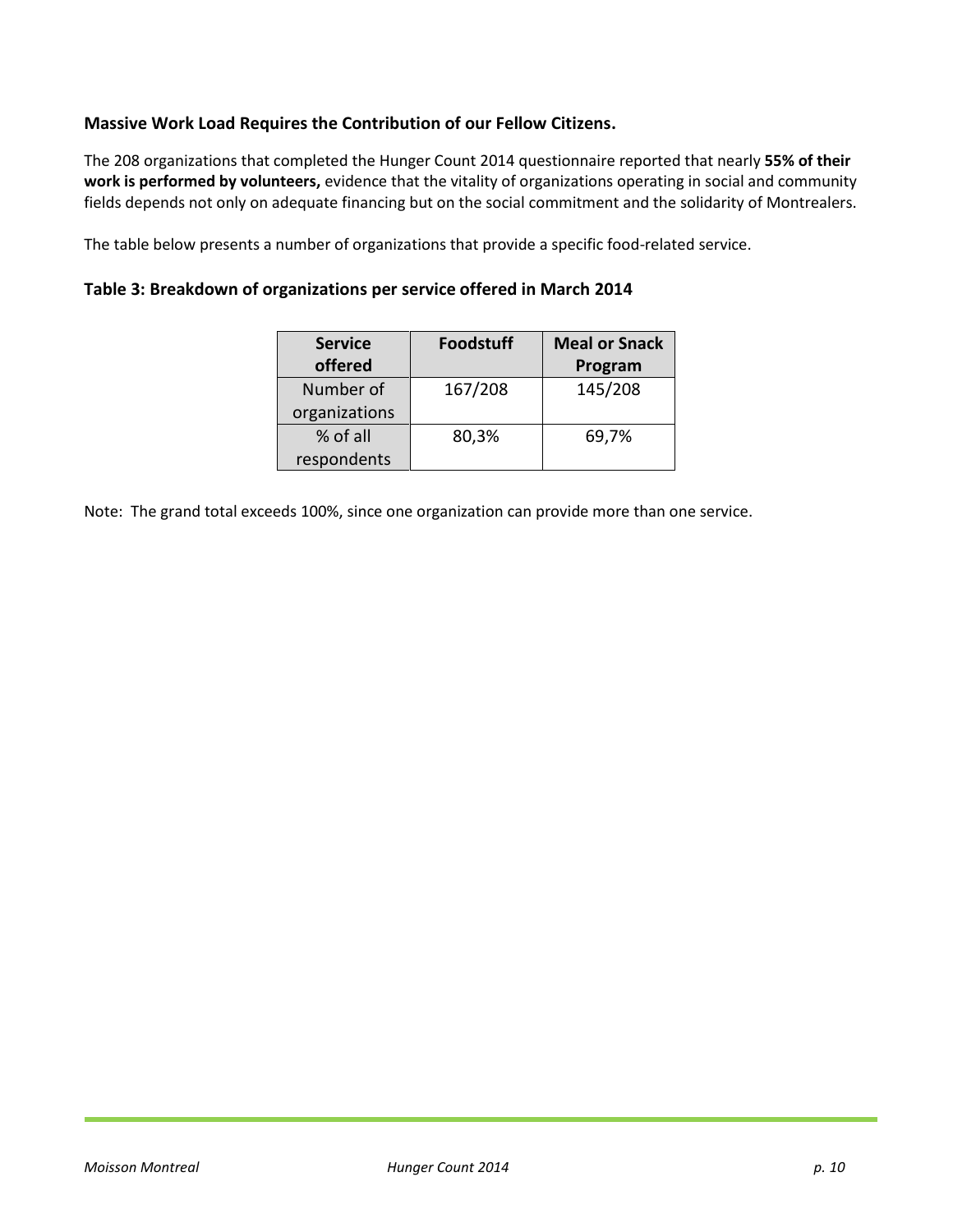### Massive Work Load Requires the Contribution of our Fellow Citizens.

The 208 organizations that completed the Hunger Count 2014 questionnaire reported that nearly **55% of their work is performed by volunteers,** evidence that the vitality of organizations operating in social and community fields depends not only on adequate financing but on the social commitment and the solidarity of Montrealers.

The table below presents a number of organizations that provide a specific food-related service.

### Table 3: Breakdown of organizations per service offered in March 2014

| Service offered | Foodstuff | Meal or Snack Program |
|---|---|---|
| Number of organizations | 167/208 | 145/208 |
| % of all respondents | 80,3% | 69,7% |

Note: The grand total exceeds 100%, since one organization can provide more than one service.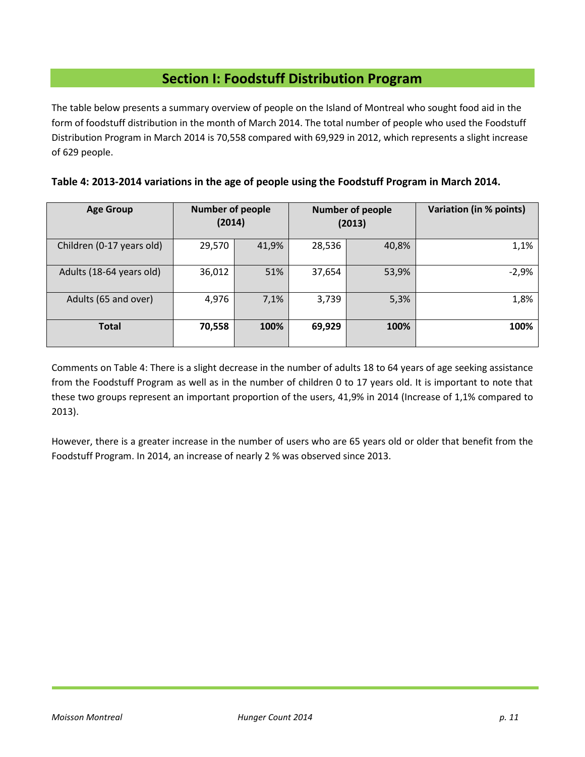## Section I: Foodstuff Distribution Program

The table below presents a summary overview of people on the Island of Montreal who sought food aid in the form of foodstuff distribution in the month of March 2014. The total number of people who used the Foodstuff Distribution Program in March 2014 is 70,558 compared with 69,929 in 2012, which represents a slight increase of 629 people.

**Table 4: 2013-2014 variations in the age of people using the Foodstuff Program in March 2014.**

| Age Group | Number of people (2014) | | Number of people (2013) | | Variation (in % points) |
|---|---|---|---|---|---|
| Children (0-17 years old) | 29,570 | 41,9% | 28,536 | 40,8% | 1,1% |
| Adults (18-64 years old) | 36,012 | 51% | 37,654 | 53,9% | -2,9% |
| Adults (65 and over) | 4,976 | 7,1% | 3,739 | 5,3% | 1,8% |
| **Total** | **70,558** | **100%** | **69,929** | **100%** | **100%** |

Comments on Table 4: There is a slight decrease in the number of adults 18 to 64 years of age seeking assistance from the Foodstuff Program as well as in the number of children 0 to 17 years old. It is important to note that these two groups represent an important proportion of the users, 41,9% in 2014 (Increase of 1,1% compared to 2013).

However, there is a greater increase in the number of users who are 65 years old or older that benefit from the Foodstuff Program. In 2014, an increase of nearly 2 % was observed since 2013.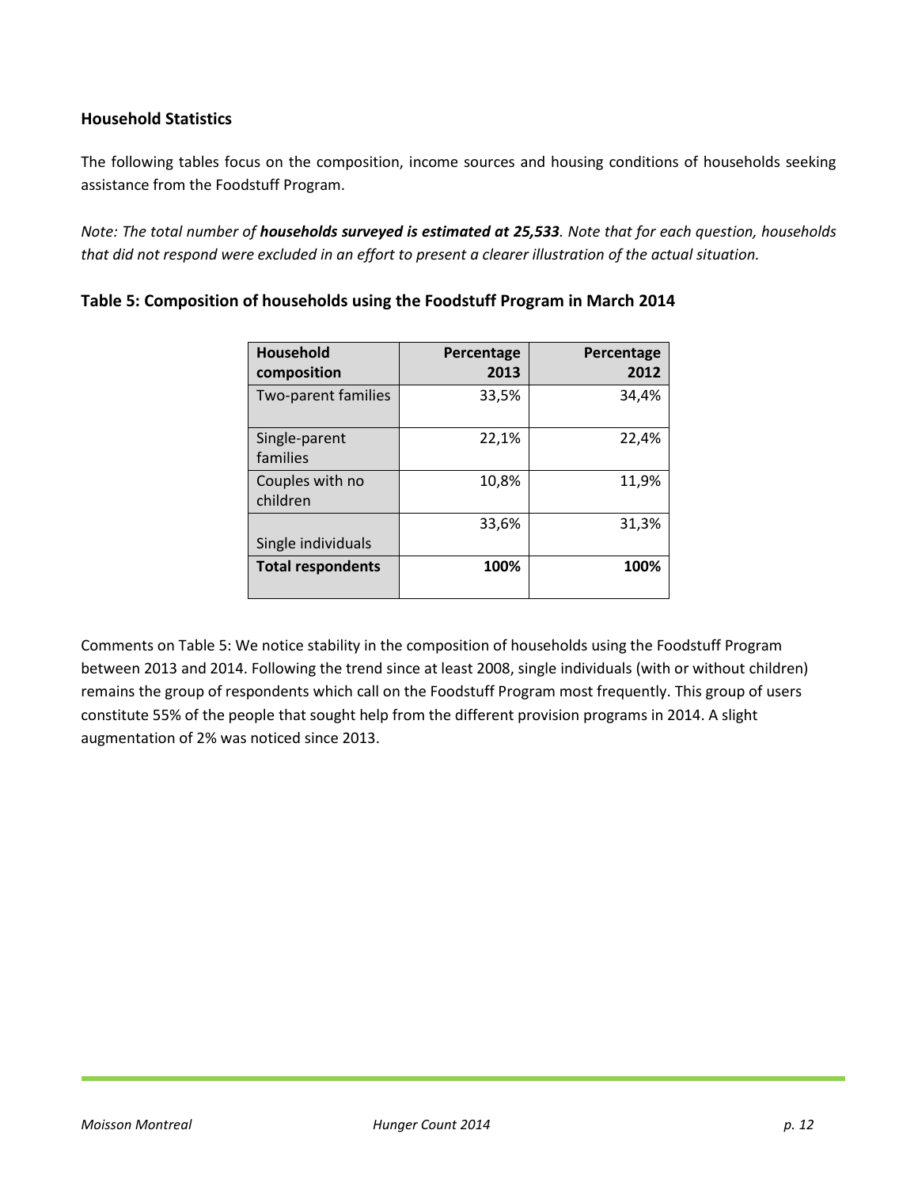## Household Statistics

The following tables focus on the composition, income sources and housing conditions of households seeking assistance from the Foodstuff Program.

*Note: The total number of **households surveyed is estimated at 25,533**. Note that for each question, households that did not respond were excluded in an effort to present a clearer illustration of the actual situation.*

### Table 5: Composition of households using the Foodstuff Program in March 2014

| Household composition | Percentage 2013 | Percentage 2012 |
|---|---:|---:|
| Two-parent families | 33,5% | 34,4% |
| Single-parent families | 22,1% | 22,4% |
| Couples with no children | 10,8% | 11,9% |
| Single individuals | 33,6% | 31,3% |
| **Total respondents** | **100%** | **100%** |

Comments on Table 5: We notice stability in the composition of households using the Foodstuff Program between 2013 and 2014. Following the trend since at least 2008, single individuals (with or without children) remains the group of respondents which call on the Foodstuff Program most frequently. This group of users constitute 55% of the people that sought help from the different provision programs in 2014. A slight augmentation of 2% was noticed since 2013.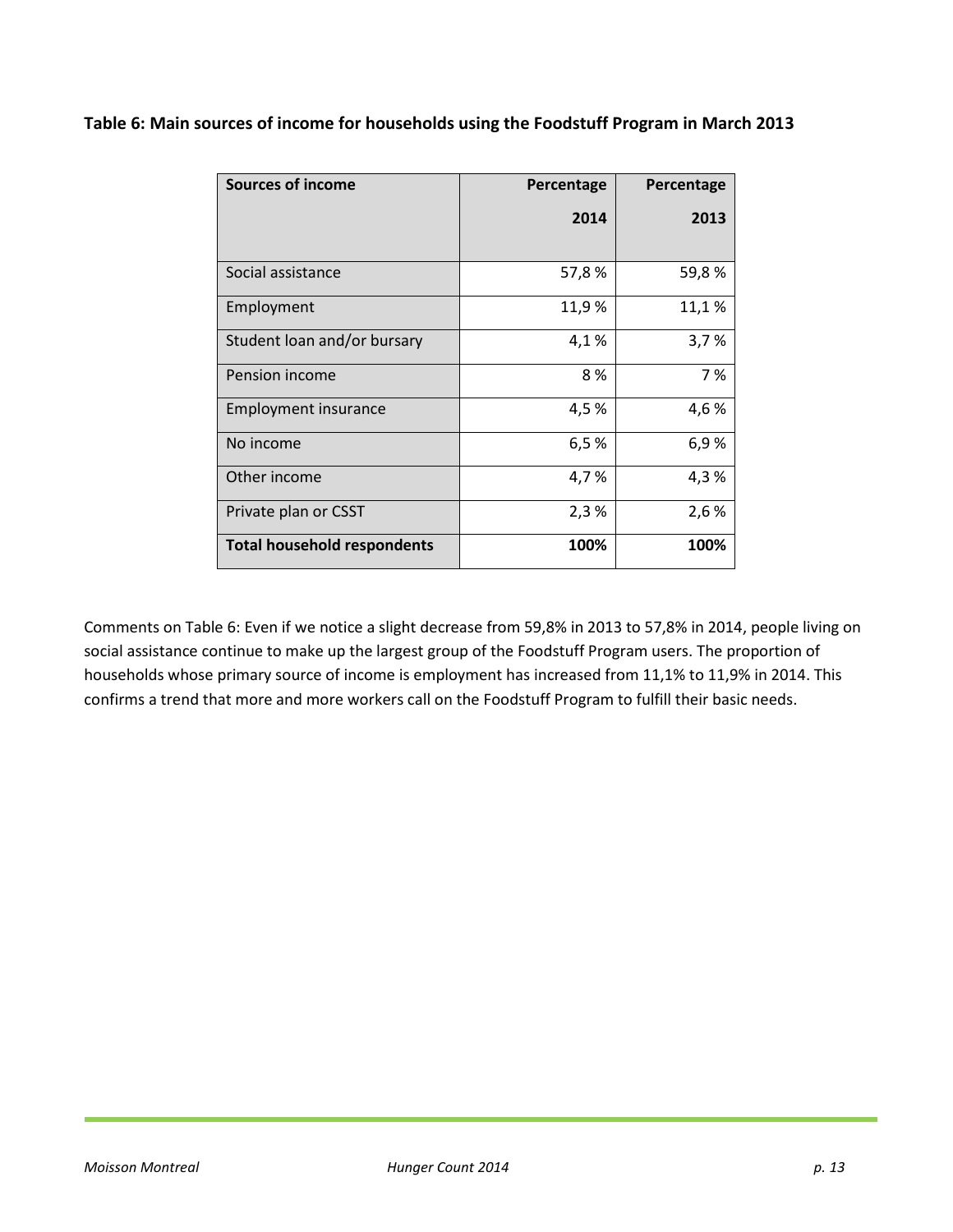**Table 6: Main sources of income for households using the Foodstuff Program in March 2013**

| Sources of income | Percentage 2014 | Percentage 2013 |
|---|---:|---:|
| Social assistance | 57,8 % | 59,8 % |
| Employment | 11,9 % | 11,1 % |
| Student loan and/or bursary | 4,1 % | 3,7 % |
| Pension income | 8 % | 7 % |
| Employment insurance | 4,5 % | 4,6 % |
| No income | 6,5 % | 6,9 % |
| Other income | 4,7 % | 4,3 % |
| Private plan or CSST | 2,3 % | 2,6 % |
| **Total household respondents** | **100%** | **100%** |

Comments on Table 6: Even if we notice a slight decrease from 59,8% in 2013 to 57,8% in 2014, people living on social assistance continue to make up the largest group of the Foodstuff Program users. The proportion of households whose primary source of income is employment has increased from 11,1% to 11,9% in 2014. This confirms a trend that more and more workers call on the Foodstuff Program to fulfill their basic needs.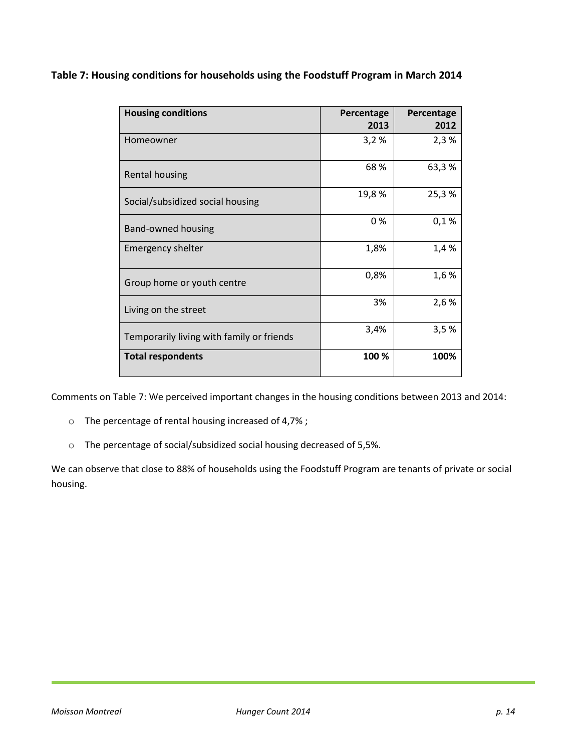**Table 7: Housing conditions for households using the Foodstuff Program in March 2014**

| Housing conditions | Percentage 2013 | Percentage 2012 |
|---|---|---|
| Homeowner | 3,2 % | 2,3 % |
| Rental housing | 68 % | 63,3 % |
| Social/subsidized social housing | 19,8 % | 25,3 % |
| Band-owned housing | 0 % | 0,1 % |
| Emergency shelter | 1,8% | 1,4 % |
| Group home or youth centre | 0,8% | 1,6 % |
| Living on the street | 3% | 2,6 % |
| Temporarily living with family or friends | 3,4% | 3,5 % |
| **Total respondents** | **100 %** | **100%** |

Comments on Table 7: We perceived important changes in the housing conditions between 2013 and 2014:

- The percentage of rental housing increased of 4,7% ;
- The percentage of social/subsidized social housing decreased of 5,5%.

We can observe that close to 88% of households using the Foodstuff Program are tenants of private or social housing.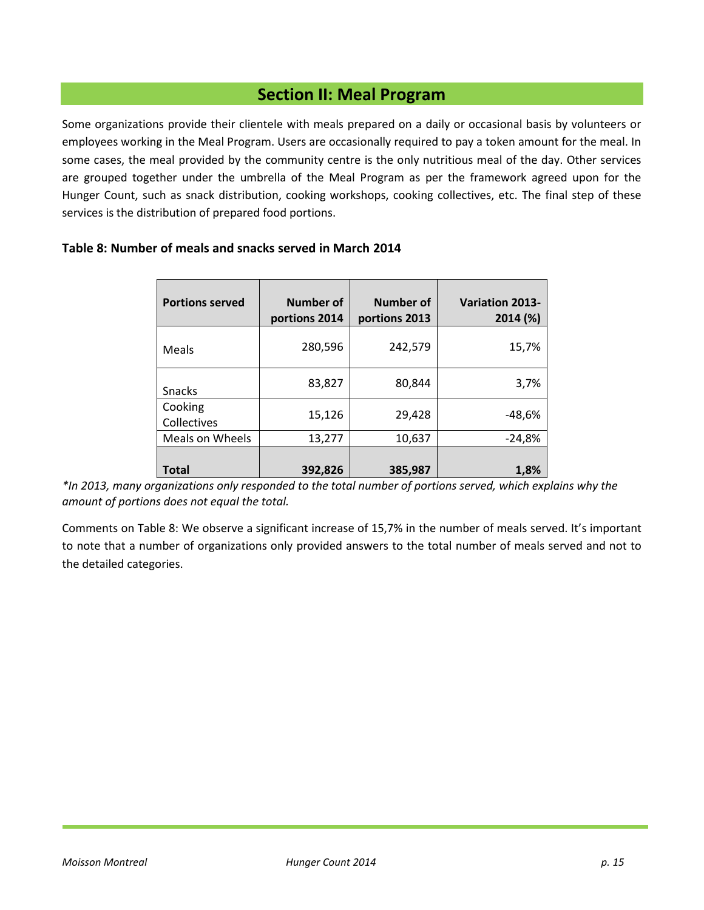## Section II: Meal Program

Some organizations provide their clientele with meals prepared on a daily or occasional basis by volunteers or employees working in the Meal Program. Users are occasionally required to pay a token amount for the meal. In some cases, the meal provided by the community centre is the only nutritious meal of the day. Other services are grouped together under the umbrella of the Meal Program as per the framework agreed upon for the Hunger Count, such as snack distribution, cooking workshops, cooking collectives, etc. The final step of these services is the distribution of prepared food portions.

**Table 8: Number of meals and snacks served in March 2014**

| Portions served | Number of portions 2014 | Number of portions 2013 | Variation 2013-2014 (%) |
|---|---|---|---|
| Meals | 280,596 | 242,579 | 15,7% |
| Snacks | 83,827 | 80,844 | 3,7% |
| Cooking Collectives | 15,126 | 29,428 | -48,6% |
| Meals on Wheels | 13,277 | 10,637 | -24,8% |
| **Total** | **392,826** | **385,987** | **1,8%** |

*\*In 2013, many organizations only responded to the total number of portions served, which explains why the amount of portions does not equal the total.*

Comments on Table 8: We observe a significant increase of 15,7% in the number of meals served. It's important to note that a number of organizations only provided answers to the total number of meals served and not to the detailed categories.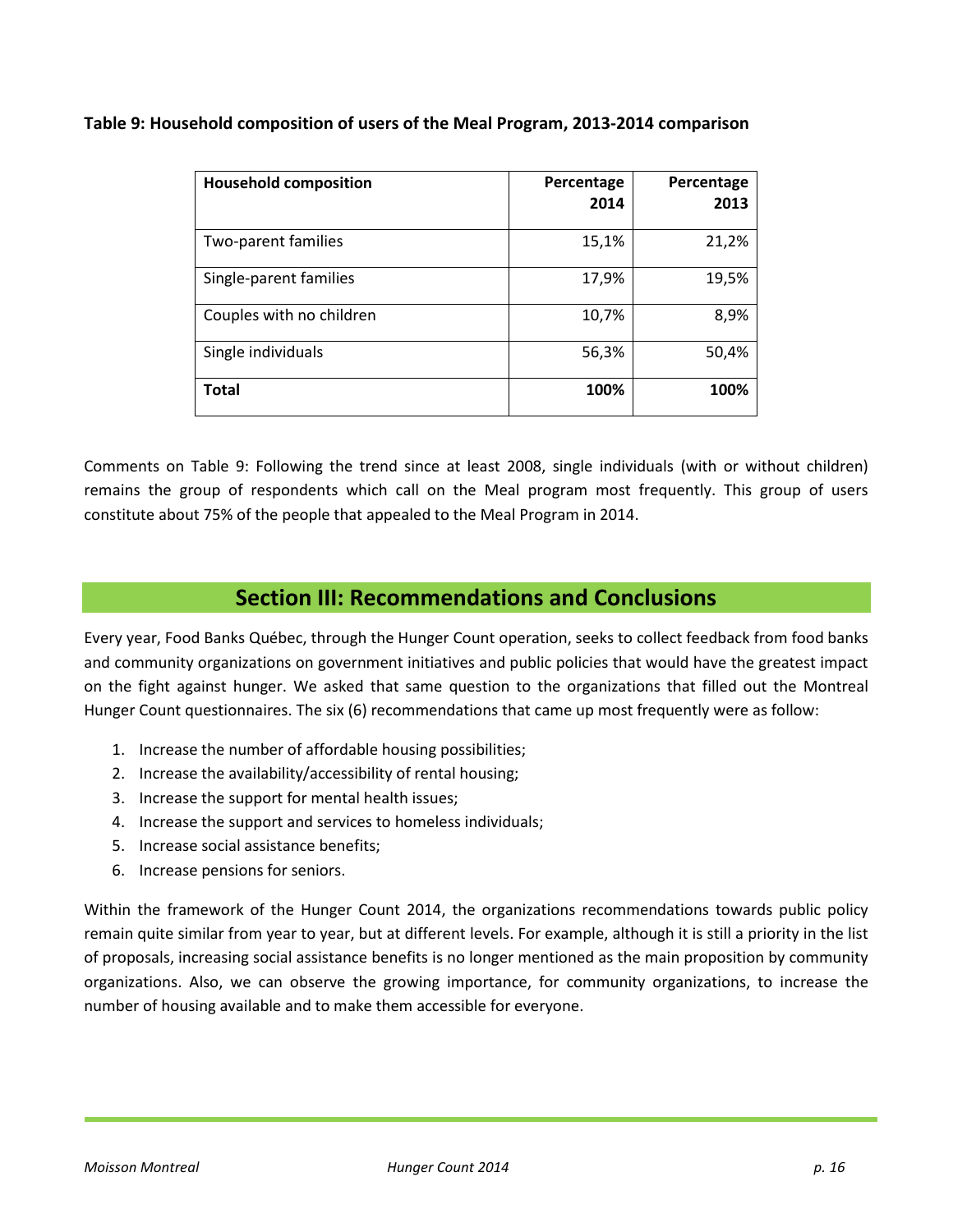**Table 9: Household composition of users of the Meal Program, 2013-2014 comparison**

| Household composition | Percentage 2014 | Percentage 2013 |
|---|---|---|
| Two-parent families | 15,1% | 21,2% |
| Single-parent families | 17,9% | 19,5% |
| Couples with no children | 10,7% | 8,9% |
| Single individuals | 56,3% | 50,4% |
| **Total** | **100%** | **100%** |

Comments on Table 9: Following the trend since at least 2008, single individuals (with or without children) remains the group of respondents which call on the Meal program most frequently. This group of users constitute about 75% of the people that appealed to the Meal Program in 2014.

## Section III: Recommendations and Conclusions

Every year, Food Banks Québec, through the Hunger Count operation, seeks to collect feedback from food banks and community organizations on government initiatives and public policies that would have the greatest impact on the fight against hunger. We asked that same question to the organizations that filled out the Montreal Hunger Count questionnaires. The six (6) recommendations that came up most frequently were as follow:

1. Increase the number of affordable housing possibilities;
2. Increase the availability/accessibility of rental housing;
3. Increase the support for mental health issues;
4. Increase the support and services to homeless individuals;
5. Increase social assistance benefits;
6. Increase pensions for seniors.

Within the framework of the Hunger Count 2014, the organizations recommendations towards public policy remain quite similar from year to year, but at different levels. For example, although it is still a priority in the list of proposals, increasing social assistance benefits is no longer mentioned as the main proposition by community organizations. Also, we can observe the growing importance, for community organizations, to increase the number of housing available and to make them accessible for everyone.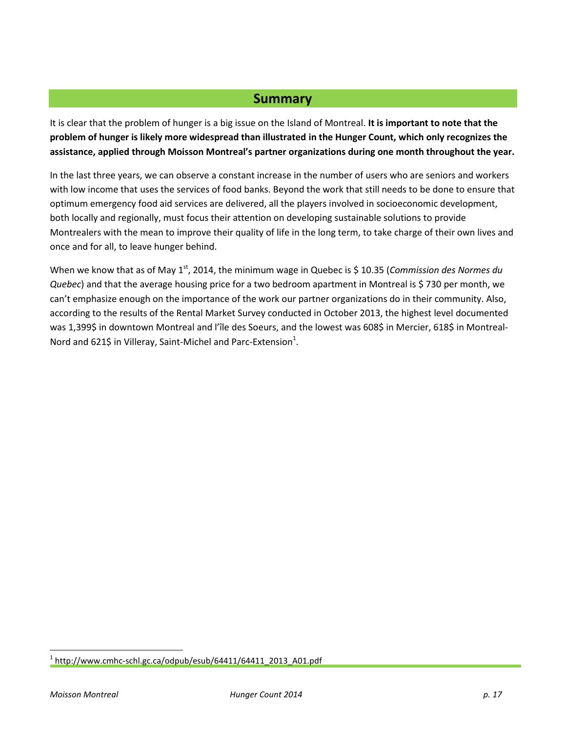## Summary

It is clear that the problem of hunger is a big issue on the Island of Montreal. **It is important to note that the problem of hunger is likely more widespread than illustrated in the Hunger Count, which only recognizes the assistance, applied through Moisson Montreal's partner organizations during one month throughout the year.**

In the last three years, we can observe a constant increase in the number of users who are seniors and workers with low income that uses the services of food banks. Beyond the work that still needs to be done to ensure that optimum emergency food aid services are delivered, all the players involved in socioeconomic development, both locally and regionally, must focus their attention on developing sustainable solutions to provide Montrealers with the mean to improve their quality of life in the long term, to take charge of their own lives and once and for all, to leave hunger behind.

When we know that as of May 1st, 2014, the minimum wage in Quebec is $ 10.35 (*Commission des Normes du Quebec*) and that the average housing price for a two bedroom apartment in Montreal is $ 730 per month, we can't emphasize enough on the importance of the work our partner organizations do in their community. Also, according to the results of the Rental Market Survey conducted in October 2013, the highest level documented was 1,399$ in downtown Montreal and l'île des Soeurs, and the lowest was 608$ in Mercier, 618$ in Montreal-Nord and 621$ in Villeray, Saint-Michel and Parc-Extension[1].

[1] http://www.cmhc-schl.gc.ca/odpub/esub/64411/64411_2013_A01.pdf